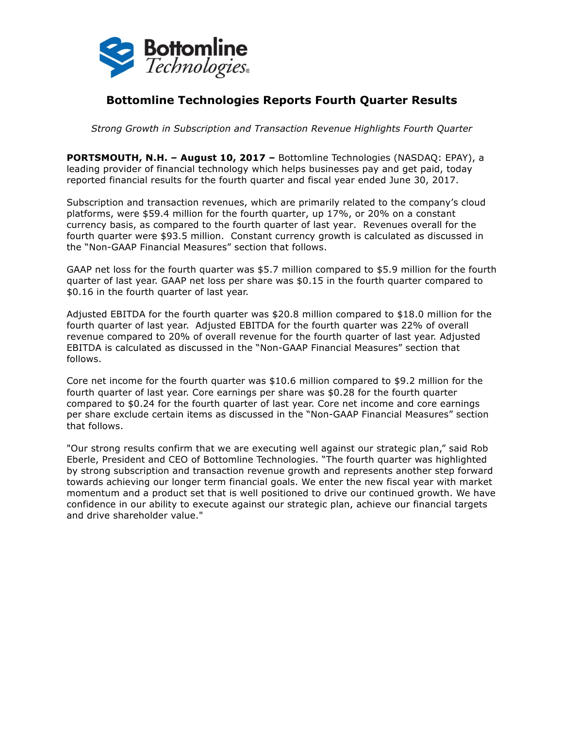# Bottomline Technologies Reports Fourth Quarter Results

*Strong Growth in Subscription and Transaction Revenue Highlights Fourth Quarter*

**PORTSMOUTH, N.H. – August 10, 2017 –** Bottomline Technologies (NASDAQ: EPAY), a leading provider of financial technology which helps businesses pay and get paid, today reported financial results for the fourth quarter and fiscal year ended June 30, 2017.

Subscription and transaction revenues, which are primarily related to the company's cloud platforms, were $59.4 million for the fourth quarter, up 17%, or 20% on a constant currency basis, as compared to the fourth quarter of last year. Revenues overall for the fourth quarter were $93.5 million. Constant currency growth is calculated as discussed in the "Non-GAAP Financial Measures" section that follows.

GAAP net loss for the fourth quarter was $5.7 million compared to $5.9 million for the fourth quarter of last year. GAAP net loss per share was $0.15 in the fourth quarter compared to $0.16 in the fourth quarter of last year.

Adjusted EBITDA for the fourth quarter was $20.8 million compared to $18.0 million for the fourth quarter of last year. Adjusted EBITDA for the fourth quarter was 22% of overall revenue compared to 20% of overall revenue for the fourth quarter of last year. Adjusted EBITDA is calculated as discussed in the "Non-GAAP Financial Measures" section that follows.

Core net income for the fourth quarter was $10.6 million compared to $9.2 million for the fourth quarter of last year. Core earnings per share was $0.28 for the fourth quarter compared to $0.24 for the fourth quarter of last year. Core net income and core earnings per share exclude certain items as discussed in the "Non-GAAP Financial Measures" section that follows.

"Our strong results confirm that we are executing well against our strategic plan," said Rob Eberle, President and CEO of Bottomline Technologies. "The fourth quarter was highlighted by strong subscription and transaction revenue growth and represents another step forward towards achieving our longer term financial goals. We enter the new fiscal year with market momentum and a product set that is well positioned to drive our continued growth. We have confidence in our ability to execute against our strategic plan, achieve our financial targets and drive shareholder value."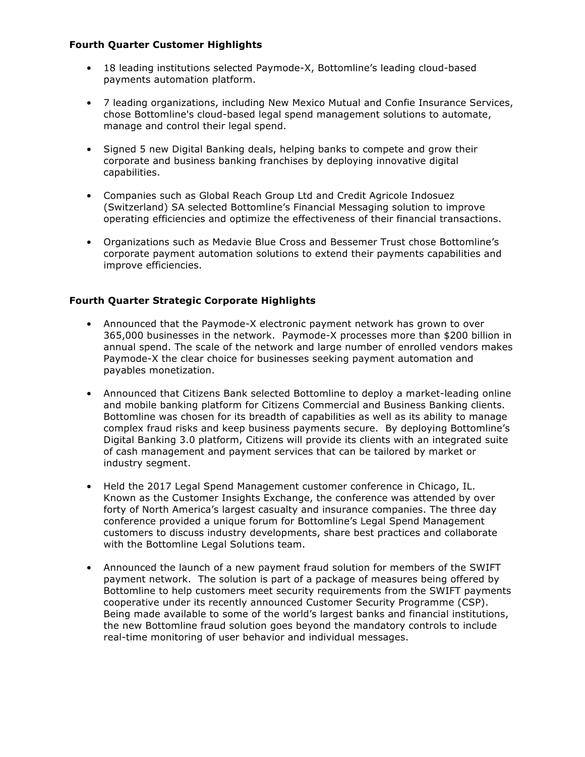**Fourth Quarter Customer Highlights**

- 18 leading institutions selected Paymode-X, Bottomline's leading cloud-based payments automation platform.

- 7 leading organizations, including New Mexico Mutual and Confie Insurance Services, chose Bottomline's cloud-based legal spend management solutions to automate, manage and control their legal spend.

- Signed 5 new Digital Banking deals, helping banks to compete and grow their corporate and business banking franchises by deploying innovative digital capabilities.

- Companies such as Global Reach Group Ltd and Credit Agricole Indosuez (Switzerland) SA selected Bottomline's Financial Messaging solution to improve operating efficiencies and optimize the effectiveness of their financial transactions.

- Organizations such as Medavie Blue Cross and Bessemer Trust chose Bottomline's corporate payment automation solutions to extend their payments capabilities and improve efficiencies.

**Fourth Quarter Strategic Corporate Highlights**

- Announced that the Paymode-X electronic payment network has grown to over 365,000 businesses in the network. Paymode-X processes more than $200 billion in annual spend. The scale of the network and large number of enrolled vendors makes Paymode-X the clear choice for businesses seeking payment automation and payables monetization.

- Announced that Citizens Bank selected Bottomline to deploy a market-leading online and mobile banking platform for Citizens Commercial and Business Banking clients. Bottomline was chosen for its breadth of capabilities as well as its ability to manage complex fraud risks and keep business payments secure. By deploying Bottomline's Digital Banking 3.0 platform, Citizens will provide its clients with an integrated suite of cash management and payment services that can be tailored by market or industry segment.

- Held the 2017 Legal Spend Management customer conference in Chicago, IL. Known as the Customer Insights Exchange, the conference was attended by over forty of North America's largest casualty and insurance companies. The three day conference provided a unique forum for Bottomline's Legal Spend Management customers to discuss industry developments, share best practices and collaborate with the Bottomline Legal Solutions team.

- Announced the launch of a new payment fraud solution for members of the SWIFT payment network. The solution is part of a package of measures being offered by Bottomline to help customers meet security requirements from the SWIFT payments cooperative under its recently announced Customer Security Programme (CSP). Being made available to some of the world's largest banks and financial institutions, the new Bottomline fraud solution goes beyond the mandatory controls to include real-time monitoring of user behavior and individual messages.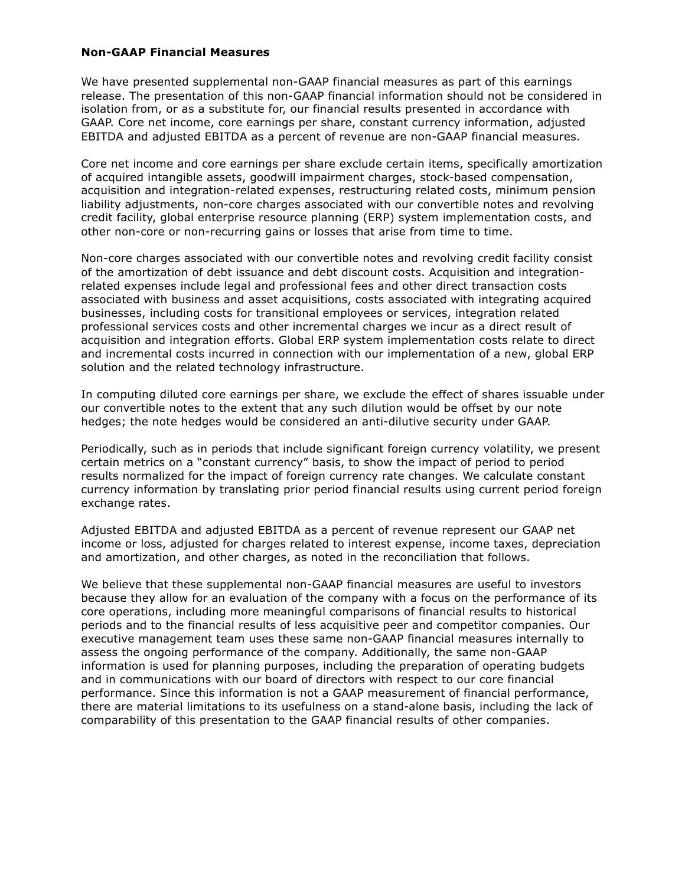**Non-GAAP Financial Measures**

We have presented supplemental non-GAAP financial measures as part of this earnings release. The presentation of this non-GAAP financial information should not be considered in isolation from, or as a substitute for, our financial results presented in accordance with GAAP. Core net income, core earnings per share, constant currency information, adjusted EBITDA and adjusted EBITDA as a percent of revenue are non-GAAP financial measures.

Core net income and core earnings per share exclude certain items, specifically amortization of acquired intangible assets, goodwill impairment charges, stock-based compensation, acquisition and integration-related expenses, restructuring related costs, minimum pension liability adjustments, non-core charges associated with our convertible notes and revolving credit facility, global enterprise resource planning (ERP) system implementation costs, and other non-core or non-recurring gains or losses that arise from time to time.

Non-core charges associated with our convertible notes and revolving credit facility consist of the amortization of debt issuance and debt discount costs. Acquisition and integration-related expenses include legal and professional fees and other direct transaction costs associated with business and asset acquisitions, costs associated with integrating acquired businesses, including costs for transitional employees or services, integration related professional services costs and other incremental charges we incur as a direct result of acquisition and integration efforts. Global ERP system implementation costs relate to direct and incremental costs incurred in connection with our implementation of a new, global ERP solution and the related technology infrastructure.

In computing diluted core earnings per share, we exclude the effect of shares issuable under our convertible notes to the extent that any such dilution would be offset by our note hedges; the note hedges would be considered an anti-dilutive security under GAAP.

Periodically, such as in periods that include significant foreign currency volatility, we present certain metrics on a "constant currency" basis, to show the impact of period to period results normalized for the impact of foreign currency rate changes. We calculate constant currency information by translating prior period financial results using current period foreign exchange rates.

Adjusted EBITDA and adjusted EBITDA as a percent of revenue represent our GAAP net income or loss, adjusted for charges related to interest expense, income taxes, depreciation and amortization, and other charges, as noted in the reconciliation that follows.

We believe that these supplemental non-GAAP financial measures are useful to investors because they allow for an evaluation of the company with a focus on the performance of its core operations, including more meaningful comparisons of financial results to historical periods and to the financial results of less acquisitive peer and competitor companies. Our executive management team uses these same non-GAAP financial measures internally to assess the ongoing performance of the company. Additionally, the same non-GAAP information is used for planning purposes, including the preparation of operating budgets and in communications with our board of directors with respect to our core financial performance. Since this information is not a GAAP measurement of financial performance, there are material limitations to its usefulness on a stand-alone basis, including the lack of comparability of this presentation to the GAAP financial results of other companies.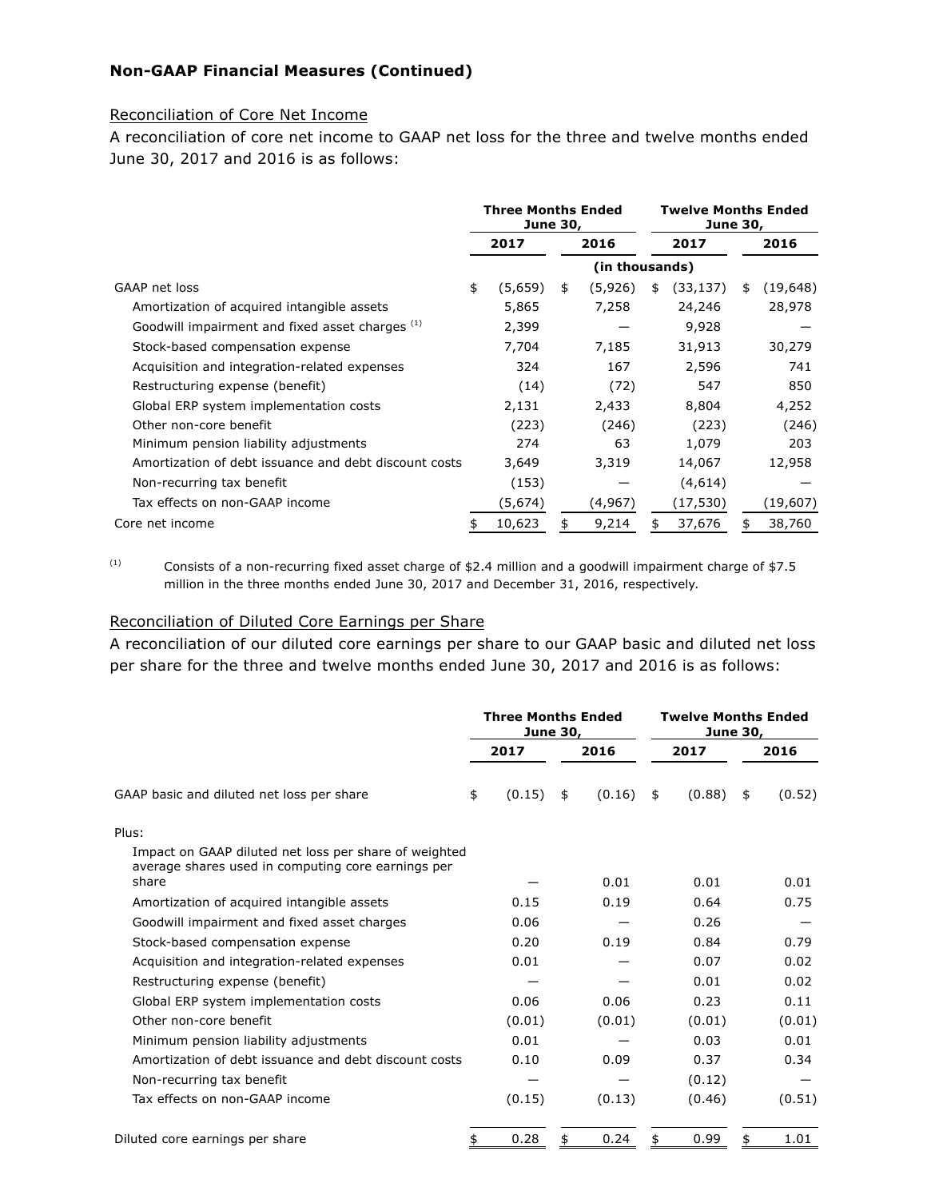**Non-GAAP Financial Measures (Continued)**

Reconciliation of Core Net Income

A reconciliation of core net income to GAAP net loss for the three and twelve months ended June 30, 2017 and 2016 is as follows:

| | Three Months Ended June 30, | | Twelve Months Ended June 30, | |
|---|---|---|---|---|
| | 2017 | 2016 | 2017 | 2016 |
| | (in thousands) | | | |
| GAAP net loss | $ (5,659) | $ (5,926) | $ (33,137) | $ (19,648) |
| Amortization of acquired intangible assets | 5,865 | 7,258 | 24,246 | 28,978 |
| Goodwill impairment and fixed asset charges [1] | 2,399 | — | 9,928 | — |
| Stock-based compensation expense | 7,704 | 7,185 | 31,913 | 30,279 |
| Acquisition and integration-related expenses | 324 | 167 | 2,596 | 741 |
| Restructuring expense (benefit) | (14) | (72) | 547 | 850 |
| Global ERP system implementation costs | 2,131 | 2,433 | 8,804 | 4,252 |
| Other non-core benefit | (223) | (246) | (223) | (246) |
| Minimum pension liability adjustments | 274 | 63 | 1,079 | 203 |
| Amortization of debt issuance and debt discount costs | 3,649 | 3,319 | 14,067 | 12,958 |
| Non-recurring tax benefit | (153) | — | (4,614) | — |
| Tax effects on non-GAAP income | (5,674) | (4,967) | (17,530) | (19,607) |
| Core net income | $ 10,623 | $ 9,214 | $ 37,676 | $ 38,760 |

[1] Consists of a non-recurring fixed asset charge of $2.4 million and a goodwill impairment charge of $7.5 million in the three months ended June 30, 2017 and December 31, 2016, respectively.

Reconciliation of Diluted Core Earnings per Share

A reconciliation of our diluted core earnings per share to our GAAP basic and diluted net loss per share for the three and twelve months ended June 30, 2017 and 2016 is as follows:

| | Three Months Ended June 30, | | Twelve Months Ended June 30, | |
|---|---|---|---|---|
| | 2017 | 2016 | 2017 | 2016 |
| GAAP basic and diluted net loss per share | $ (0.15) | $ (0.16) | $ (0.88) | $ (0.52) |
| Plus: | | | | |
| Impact on GAAP diluted net loss per share of weighted average shares used in computing core earnings per share | — | 0.01 | 0.01 | 0.01 |
| Amortization of acquired intangible assets | 0.15 | 0.19 | 0.64 | 0.75 |
| Goodwill impairment and fixed asset charges | 0.06 | — | 0.26 | — |
| Stock-based compensation expense | 0.20 | 0.19 | 0.84 | 0.79 |
| Acquisition and integration-related expenses | 0.01 | — | 0.07 | 0.02 |
| Restructuring expense (benefit) | — | — | 0.01 | 0.02 |
| Global ERP system implementation costs | 0.06 | 0.06 | 0.23 | 0.11 |
| Other non-core benefit | (0.01) | (0.01) | (0.01) | (0.01) |
| Minimum pension liability adjustments | 0.01 | — | 0.03 | 0.01 |
| Amortization of debt issuance and debt discount costs | 0.10 | 0.09 | 0.37 | 0.34 |
| Non-recurring tax benefit | — | — | (0.12) | — |
| Tax effects on non-GAAP income | (0.15) | (0.13) | (0.46) | (0.51) |
| Diluted core earnings per share | $ 0.28 | $ 0.24 | $ 0.99 | $ 1.01 |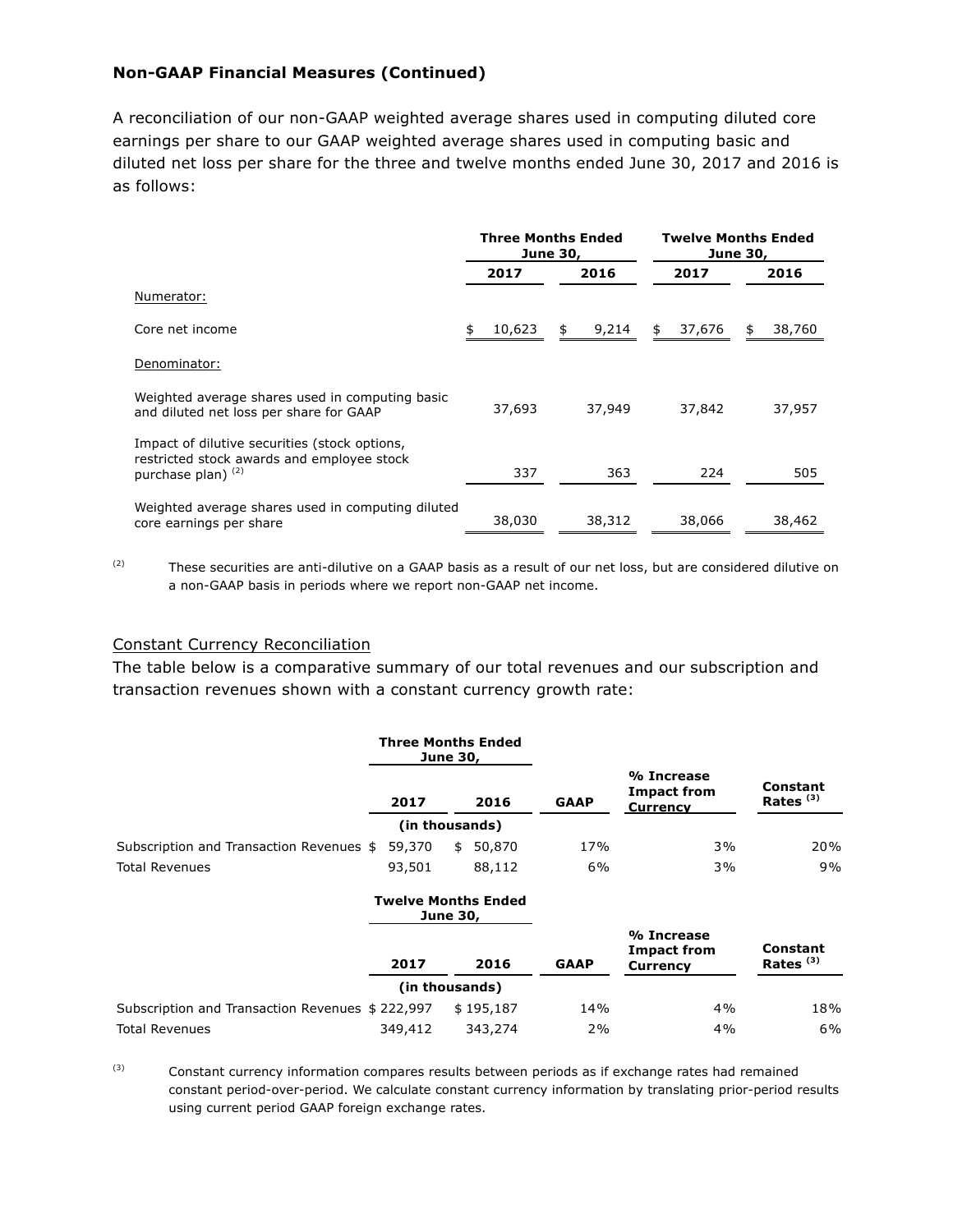**Non-GAAP Financial Measures (Continued)**

A reconciliation of our non-GAAP weighted average shares used in computing diluted core earnings per share to our GAAP weighted average shares used in computing basic and diluted net loss per share for the three and twelve months ended June 30, 2017 and 2016 is as follows:

| | Three Months Ended June 30, | | Twelve Months Ended June 30, | |
|---|---|---|---|---|
| | 2017 | 2016 | 2017 | 2016 |
| Numerator: | | | | |
| Core net income | $ 10,623 | $ 9,214 | $ 37,676 | $ 38,760 |
| Denominator: | | | | |
| Weighted average shares used in computing basic and diluted net loss per share for GAAP | 37,693 | 37,949 | 37,842 | 37,957 |
| Impact of dilutive securities (stock options, restricted stock awards and employee stock purchase plan) (2) | 337 | 363 | 224 | 505 |
| Weighted average shares used in computing diluted core earnings per share | 38,030 | 38,312 | 38,066 | 38,462 |

(2) These securities are anti-dilutive on a GAAP basis as a result of our net loss, but are considered dilutive on a non-GAAP basis in periods where we report non-GAAP net income.

Constant Currency Reconciliation

The table below is a comparative summary of our total revenues and our subscription and transaction revenues shown with a constant currency growth rate:

| | Three Months Ended June 30, | | | | |
|---|---|---|---|---|---|
| | 2017 | 2016 | GAAP | % Increase Impact from Currency | Constant Rates (3) |
| | (in thousands) | | | | |
| Subscription and Transaction Revenues | $ 59,370 | $ 50,870 | 17% | 3% | 20% |
| Total Revenues | 93,501 | 88,112 | 6% | 3% | 9% |

| | Twelve Months Ended June 30, | | | | |
|---|---|---|---|---|---|
| | 2017 | 2016 | GAAP | % Increase Impact from Currency | Constant Rates (3) |
| | (in thousands) | | | | |
| Subscription and Transaction Revenues | $ 222,997 | $ 195,187 | 14% | 4% | 18% |
| Total Revenues | 349,412 | 343,274 | 2% | 4% | 6% |

(3) Constant currency information compares results between periods as if exchange rates had remained constant period-over-period. We calculate constant currency information by translating prior-period results using current period GAAP foreign exchange rates.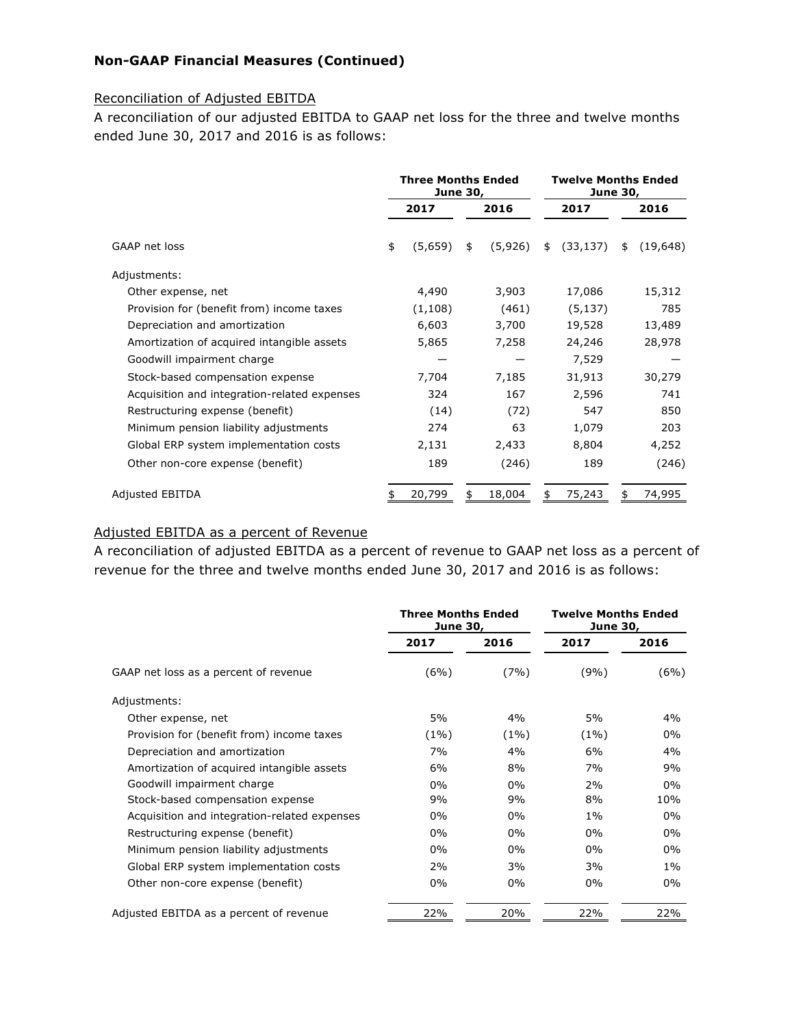## Non-GAAP Financial Measures (Continued)

Reconciliation of Adjusted EBITDA

A reconciliation of our adjusted EBITDA to GAAP net loss for the three and twelve months ended June 30, 2017 and 2016 is as follows:

| | Three Months Ended June 30, | | Twelve Months Ended June 30, | |
|---|---|---|---|---|
| | 2017 | 2016 | 2017 | 2016 |
| GAAP net loss | $ (5,659) | $ (5,926) | $ (33,137) | $ (19,648) |
| Adjustments: | | | | |
| Other expense, net | 4,490 | 3,903 | 17,086 | 15,312 |
| Provision for (benefit from) income taxes | (1,108) | (461) | (5,137) | 785 |
| Depreciation and amortization | 6,603 | 3,700 | 19,528 | 13,489 |
| Amortization of acquired intangible assets | 5,865 | 7,258 | 24,246 | 28,978 |
| Goodwill impairment charge | — | — | 7,529 | — |
| Stock-based compensation expense | 7,704 | 7,185 | 31,913 | 30,279 |
| Acquisition and integration-related expenses | 324 | 167 | 2,596 | 741 |
| Restructuring expense (benefit) | (14) | (72) | 547 | 850 |
| Minimum pension liability adjustments | 274 | 63 | 1,079 | 203 |
| Global ERP system implementation costs | 2,131 | 2,433 | 8,804 | 4,252 |
| Other non-core expense (benefit) | 189 | (246) | 189 | (246) |
| Adjusted EBITDA | $ 20,799 | $ 18,004 | $ 75,243 | $ 74,995 |

Adjusted EBITDA as a percent of Revenue

A reconciliation of adjusted EBITDA as a percent of revenue to GAAP net loss as a percent of revenue for the three and twelve months ended June 30, 2017 and 2016 is as follows:

| | Three Months Ended June 30, | | Twelve Months Ended June 30, | |
|---|---|---|---|---|
| | 2017 | 2016 | 2017 | 2016 |
| GAAP net loss as a percent of revenue | (6%) | (7%) | (9%) | (6%) |
| Adjustments: | | | | |
| Other expense, net | 5% | 4% | 5% | 4% |
| Provision for (benefit from) income taxes | (1%) | (1%) | (1%) | 0% |
| Depreciation and amortization | 7% | 4% | 6% | 4% |
| Amortization of acquired intangible assets | 6% | 8% | 7% | 9% |
| Goodwill impairment charge | 0% | 0% | 2% | 0% |
| Stock-based compensation expense | 9% | 9% | 8% | 10% |
| Acquisition and integration-related expenses | 0% | 0% | 1% | 0% |
| Restructuring expense (benefit) | 0% | 0% | 0% | 0% |
| Minimum pension liability adjustments | 0% | 0% | 0% | 0% |
| Global ERP system implementation costs | 2% | 3% | 3% | 1% |
| Other non-core expense (benefit) | 0% | 0% | 0% | 0% |
| Adjusted EBITDA as a percent of revenue | 22% | 20% | 22% | 22% |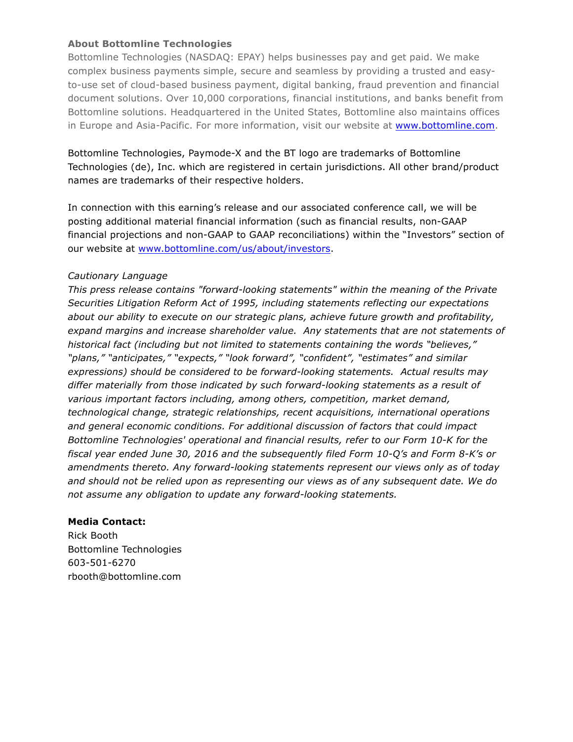**About Bottomline Technologies**

Bottomline Technologies (NASDAQ: EPAY) helps businesses pay and get paid. We make complex business payments simple, secure and seamless by providing a trusted and easy-to-use set of cloud-based business payment, digital banking, fraud prevention and financial document solutions. Over 10,000 corporations, financial institutions, and banks benefit from Bottomline solutions. Headquartered in the United States, Bottomline also maintains offices in Europe and Asia-Pacific. For more information, visit our website at [www.bottomline.com](www.bottomline.com).

Bottomline Technologies, Paymode-X and the BT logo are trademarks of Bottomline Technologies (de), Inc. which are registered in certain jurisdictions. All other brand/product names are trademarks of their respective holders.

In connection with this earning's release and our associated conference call, we will be posting additional material financial information (such as financial results, non-GAAP financial projections and non-GAAP to GAAP reconciliations) within the "Investors" section of our website at [www.bottomline.com/us/about/investors](www.bottomline.com/us/about/investors).

*Cautionary Language*

*This press release contains "forward-looking statements" within the meaning of the Private Securities Litigation Reform Act of 1995, including statements reflecting our expectations about our ability to execute on our strategic plans, achieve future growth and profitability, expand margins and increase shareholder value. Any statements that are not statements of historical fact (including but not limited to statements containing the words "believes," "plans," "anticipates," "expects," "look forward", "confident", "estimates" and similar expressions) should be considered to be forward-looking statements. Actual results may differ materially from those indicated by such forward-looking statements as a result of various important factors including, among others, competition, market demand, technological change, strategic relationships, recent acquisitions, international operations and general economic conditions. For additional discussion of factors that could impact Bottomline Technologies' operational and financial results, refer to our Form 10-K for the fiscal year ended June 30, 2016 and the subsequently filed Form 10-Q's and Form 8-K's or amendments thereto. Any forward-looking statements represent our views only as of today and should not be relied upon as representing our views as of any subsequent date. We do not assume any obligation to update any forward-looking statements.*

**Media Contact:**

Rick Booth
Bottomline Technologies
603-501-6270
rbooth@bottomline.com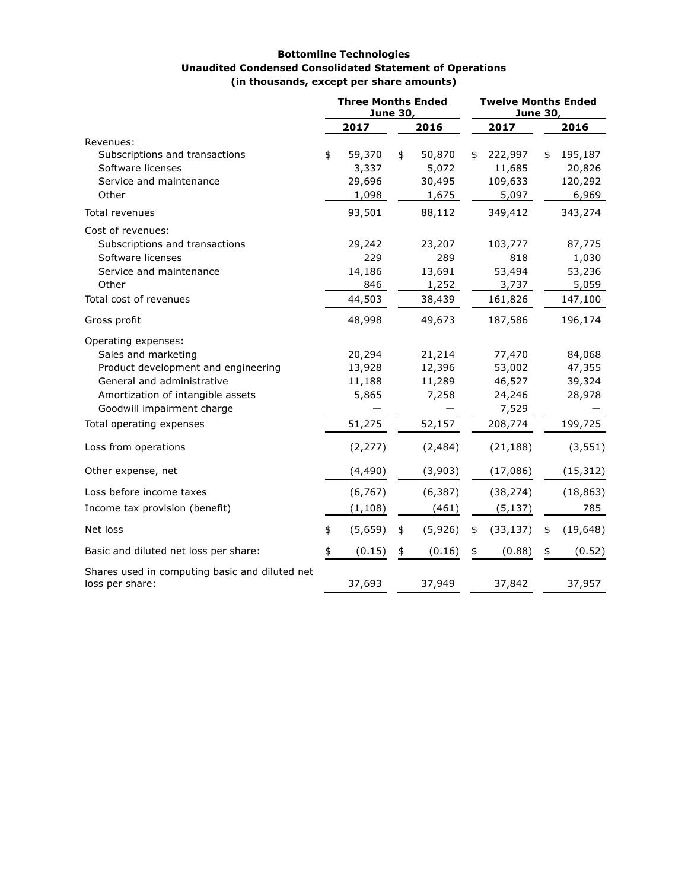**Bottomline Technologies**
**Unaudited Condensed Consolidated Statement of Operations**
**(in thousands, except per share amounts)**

| | Three Months Ended June 30, | | Twelve Months Ended June 30, | |
|---|---|---|---|---|
| | 2017 | 2016 | 2017 | 2016 |
| Revenues: | | | | |
| Subscriptions and transactions | $ 59,370 | $ 50,870 | $ 222,997 | $ 195,187 |
| Software licenses | 3,337 | 5,072 | 11,685 | 20,826 |
| Service and maintenance | 29,696 | 30,495 | 109,633 | 120,292 |
| Other | 1,098 | 1,675 | 5,097 | 6,969 |
| Total revenues | 93,501 | 88,112 | 349,412 | 343,274 |
| Cost of revenues: | | | | |
| Subscriptions and transactions | 29,242 | 23,207 | 103,777 | 87,775 |
| Software licenses | 229 | 289 | 818 | 1,030 |
| Service and maintenance | 14,186 | 13,691 | 53,494 | 53,236 |
| Other | 846 | 1,252 | 3,737 | 5,059 |
| Total cost of revenues | 44,503 | 38,439 | 161,826 | 147,100 |
| Gross profit | 48,998 | 49,673 | 187,586 | 196,174 |
| Operating expenses: | | | | |
| Sales and marketing | 20,294 | 21,214 | 77,470 | 84,068 |
| Product development and engineering | 13,928 | 12,396 | 53,002 | 47,355 |
| General and administrative | 11,188 | 11,289 | 46,527 | 39,324 |
| Amortization of intangible assets | 5,865 | 7,258 | 24,246 | 28,978 |
| Goodwill impairment charge | — | — | 7,529 | — |
| Total operating expenses | 51,275 | 52,157 | 208,774 | 199,725 |
| Loss from operations | (2,277) | (2,484) | (21,188) | (3,551) |
| Other expense, net | (4,490) | (3,903) | (17,086) | (15,312) |
| Loss before income taxes | (6,767) | (6,387) | (38,274) | (18,863) |
| Income tax provision (benefit) | (1,108) | (461) | (5,137) | 785 |
| Net loss | $ (5,659) | $ (5,926) | $ (33,137) | $ (19,648) |
| Basic and diluted net loss per share: | $ (0.15) | $ (0.16) | $ (0.88) | $ (0.52) |
| Shares used in computing basic and diluted net loss per share: | 37,693 | 37,949 | 37,842 | 37,957 |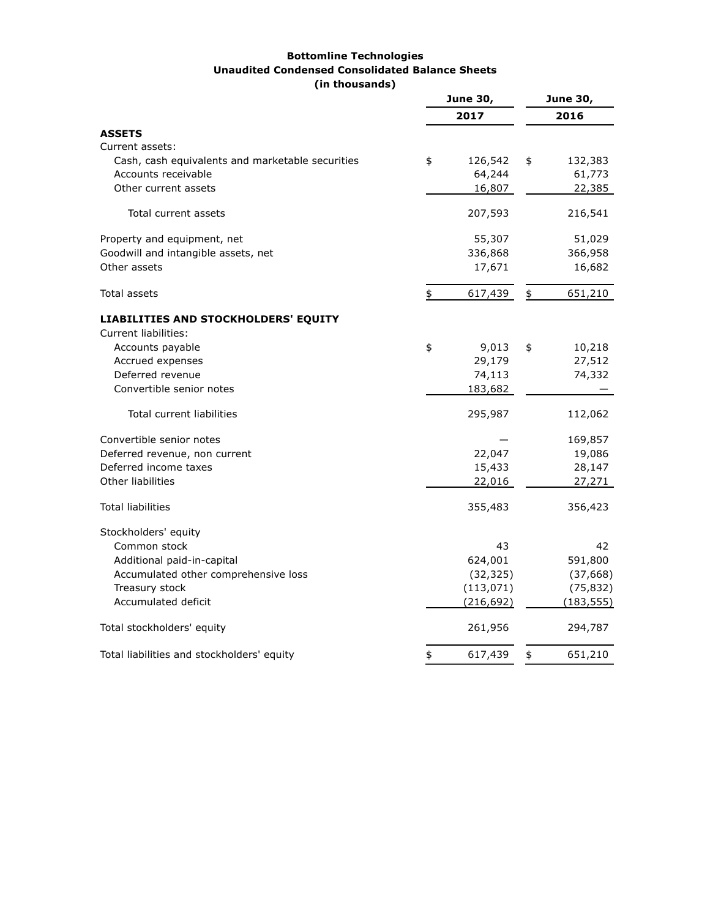**Bottomline Technologies**
**Unaudited Condensed Consolidated Balance Sheets**
**(in thousands)**

| | June 30, 2017 | June 30, 2016 |
|---|---|---|
| **ASSETS** | | |
| Current assets: | | |
| Cash, cash equivalents and marketable securities | $ 126,542 | $ 132,383 |
| Accounts receivable | 64,244 | 61,773 |
| Other current assets | 16,807 | 22,385 |
| Total current assets | 207,593 | 216,541 |
| Property and equipment, net | 55,307 | 51,029 |
| Goodwill and intangible assets, net | 336,868 | 366,958 |
| Other assets | 17,671 | 16,682 |
| Total assets | $ 617,439 | $ 651,210 |
| **LIABILITIES AND STOCKHOLDERS' EQUITY** | | |
| Current liabilities: | | |
| Accounts payable | $ 9,013 | $ 10,218 |
| Accrued expenses | 29,179 | 27,512 |
| Deferred revenue | 74,113 | 74,332 |
| Convertible senior notes | 183,682 | — |
| Total current liabilities | 295,987 | 112,062 |
| Convertible senior notes | — | 169,857 |
| Deferred revenue, non current | 22,047 | 19,086 |
| Deferred income taxes | 15,433 | 28,147 |
| Other liabilities | 22,016 | 27,271 |
| Total liabilities | 355,483 | 356,423 |
| Stockholders' equity | | |
| Common stock | 43 | 42 |
| Additional paid-in-capital | 624,001 | 591,800 |
| Accumulated other comprehensive loss | (32,325) | (37,668) |
| Treasury stock | (113,071) | (75,832) |
| Accumulated deficit | (216,692) | (183,555) |
| Total stockholders' equity | 261,956 | 294,787 |
| Total liabilities and stockholders' equity | $ 617,439 | $ 651,210 |